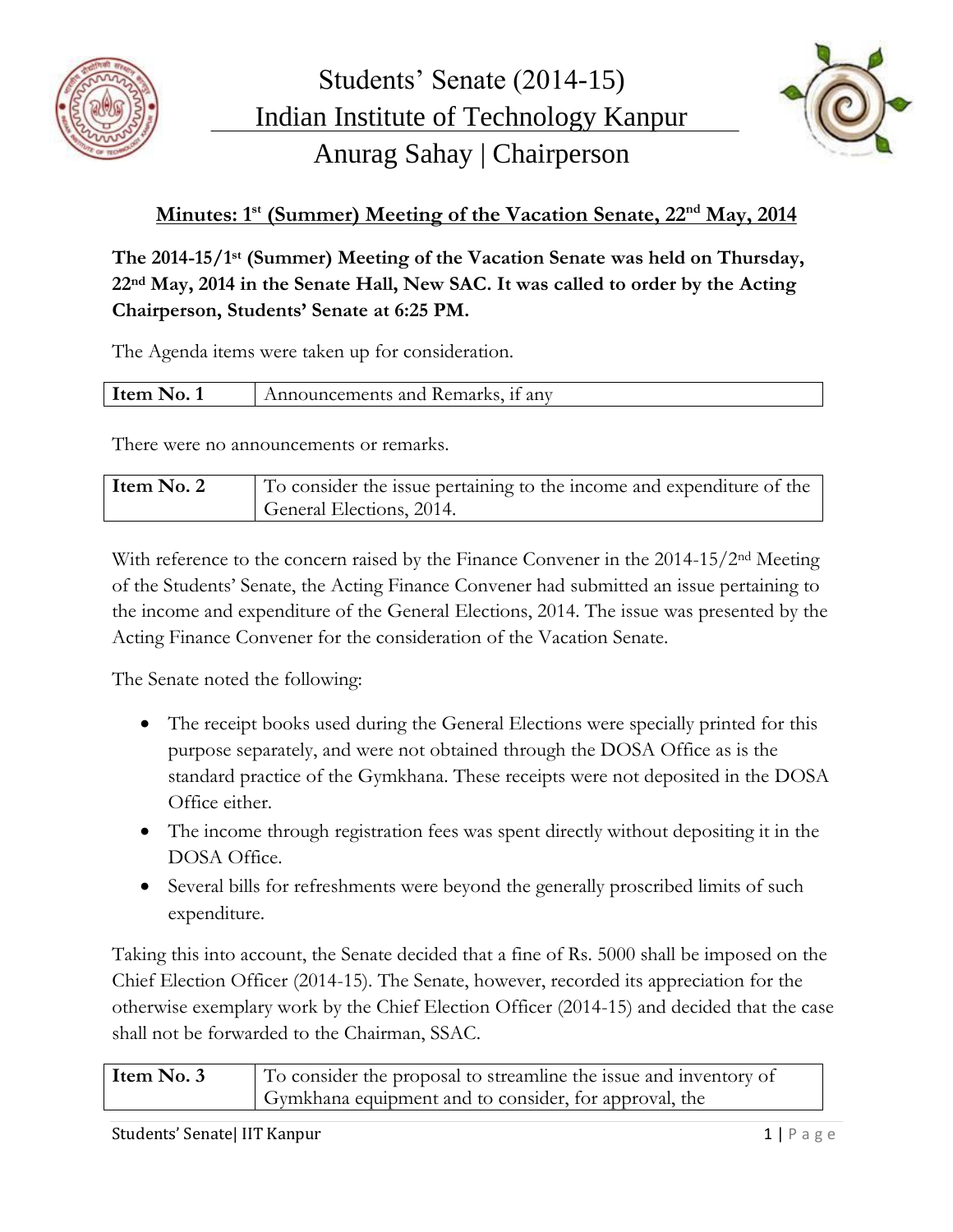# Students' Senate (2014-15)

## Indian Institute of Technology Kanpur

## Anurag Sahay | Chairperson

### Minutes: 1st (Summer) Meeting of the Vacation Senate, 22nd May, 2014

**The 2014-15/1st (Summer) Meeting of the Vacation Senate was held on Thursday, 22nd May, 2014 in the Senate Hall, New SAC. It was called to order by the Acting Chairperson, Students' Senate at 6:25 PM.**

The Agenda items were taken up for consideration.

| **Item No. 1** | Announcements and Remarks, if any |
|---|---|

There were no announcements or remarks.

| **Item No. 2** | To consider the issue pertaining to the income and expenditure of the General Elections, 2014. |
|---|---|

With reference to the concern raised by the Finance Convener in the 2014-15/2nd Meeting of the Students' Senate, the Acting Finance Convener had submitted an issue pertaining to the income and expenditure of the General Elections, 2014. The issue was presented by the Acting Finance Convener for the consideration of the Vacation Senate.

The Senate noted the following:

- The receipt books used during the General Elections were specially printed for this purpose separately, and were not obtained through the DOSA Office as is the standard practice of the Gymkhana. These receipts were not deposited in the DOSA Office either.
- The income through registration fees was spent directly without depositing it in the DOSA Office.
- Several bills for refreshments were beyond the generally proscribed limits of such expenditure.

Taking this into account, the Senate decided that a fine of Rs. 5000 shall be imposed on the Chief Election Officer (2014-15). The Senate, however, recorded its appreciation for the otherwise exemplary work by the Chief Election Officer (2014-15) and decided that the case shall not be forwarded to the Chairman, SSAC.

| **Item No. 3** | To consider the proposal to streamline the issue and inventory of Gymkhana equipment and to consider, for approval, the |
|---|---|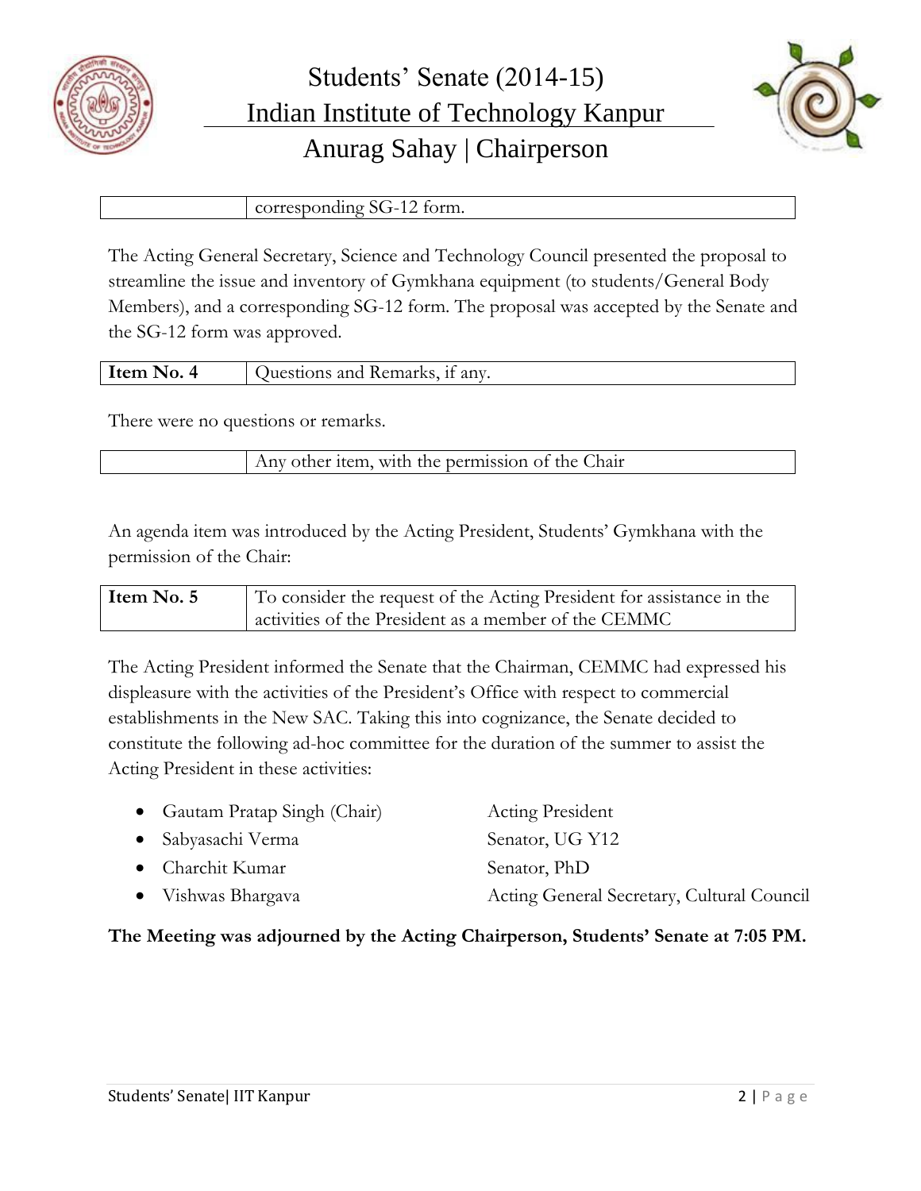| | corresponding SG-12 form. |
|---|---|

The Acting General Secretary, Science and Technology Council presented the proposal to streamline the issue and inventory of Gymkhana equipment (to students/General Body Members), and a corresponding SG-12 form. The proposal was accepted by the Senate and the SG-12 form was approved.

| **Item No. 4** | Questions and Remarks, if any. |
|---|---|

There were no questions or remarks.

| | Any other item, with the permission of the Chair |
|---|---|

An agenda item was introduced by the Acting President, Students' Gymkhana with the permission of the Chair:

| **Item No. 5** | To consider the request of the Acting President for assistance in the activities of the President as a member of the CEMMC |
|---|---|

The Acting President informed the Senate that the Chairman, CEMMC had expressed his displeasure with the activities of the President's Office with respect to commercial establishments in the New SAC. Taking this into cognizance, the Senate decided to constitute the following ad-hoc committee for the duration of the summer to assist the Acting President in these activities:

- Gautam Pratap Singh (Chair) — Acting President
- Sabyasachi Verma — Senator, UG Y12
- Charchit Kumar — Senator, PhD
- Vishwas Bhargava — Acting General Secretary, Cultural Council

**The Meeting was adjourned by the Acting Chairperson, Students' Senate at 7:05 PM.**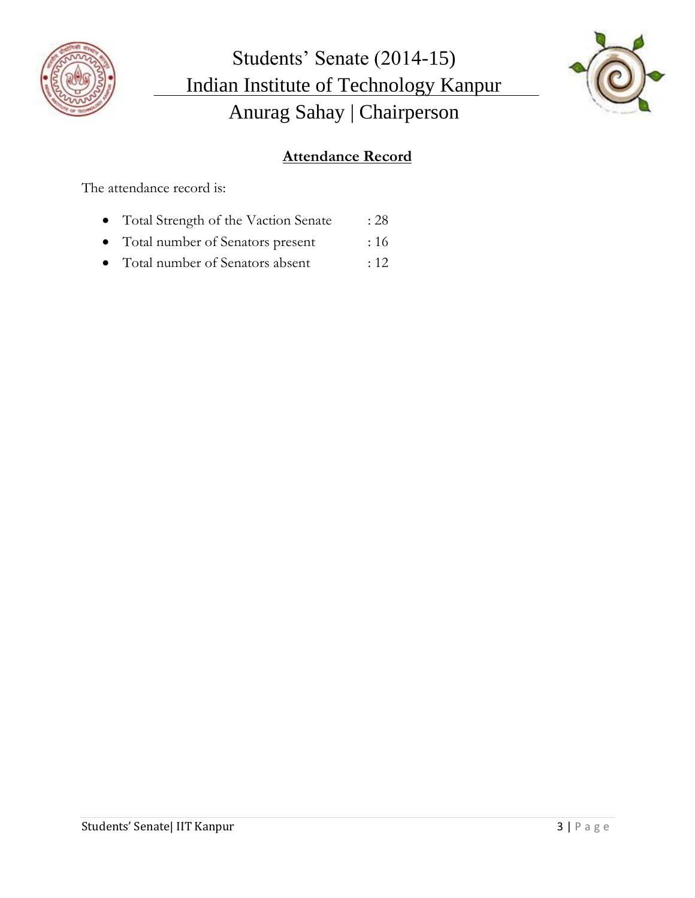Students' Senate (2014-15)

Indian Institute of Technology Kanpur

Anurag Sahay | Chairperson

## Attendance Record

The attendance record is:

- Total Strength of the Vaction Senate : 28
- Total number of Senators present : 16
- Total number of Senators absent : 12